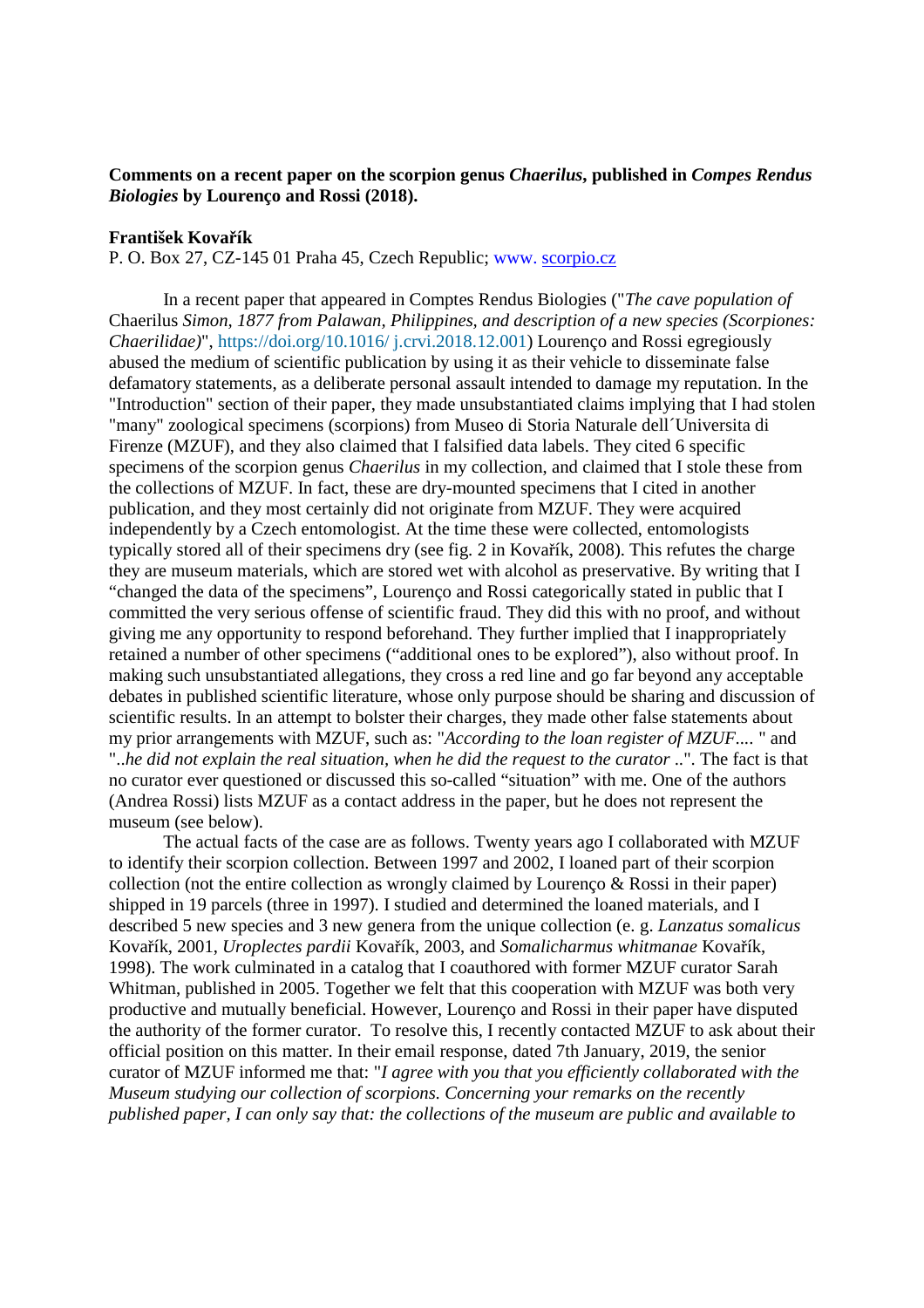**Comments on a recent paper on the scorpion genus *Chaerilus*, published in *Compes Rendus Biologies* by Lourenço and Rossi (2018).**

**František Kovařík**

P. O. Box 27, CZ-145 01 Praha 45, Czech Republic; www. scorpio.cz

In a recent paper that appeared in Comptes Rendus Biologies ("*The cave population of* Chaerilus *Simon, 1877 from Palawan, Philippines, and description of a new species (Scorpiones: Chaerilidae)*", https://doi.org/10.1016/ j.crvi.2018.12.001) Lourenço and Rossi egregiously abused the medium of scientific publication by using it as their vehicle to disseminate false defamatory statements, as a deliberate personal assault intended to damage my reputation. In the "Introduction" section of their paper, they made unsubstantiated claims implying that I had stolen "many" zoological specimens (scorpions) from Museo di Storia Naturale dell´Universita di Firenze (MZUF), and they also claimed that I falsified data labels. They cited 6 specific specimens of the scorpion genus *Chaerilus* in my collection, and claimed that I stole these from the collections of MZUF. In fact, these are dry-mounted specimens that I cited in another publication, and they most certainly did not originate from MZUF. They were acquired independently by a Czech entomologist. At the time these were collected, entomologists typically stored all of their specimens dry (see fig. 2 in Kovařík, 2008). This refutes the charge they are museum materials, which are stored wet with alcohol as preservative. By writing that I "changed the data of the specimens", Lourenço and Rossi categorically stated in public that I committed the very serious offense of scientific fraud. They did this with no proof, and without giving me any opportunity to respond beforehand. They further implied that I inappropriately retained a number of other specimens ("additional ones to be explored"), also without proof. In making such unsubstantiated allegations, they cross a red line and go far beyond any acceptable debates in published scientific literature, whose only purpose should be sharing and discussion of scientific results. In an attempt to bolster their charges, they made other false statements about my prior arrangements with MZUF, such as: "*According to the loan register of MZUF....* " and "..*he did not explain the real situation, when he did the request to the curator* ..". The fact is that no curator ever questioned or discussed this so-called "situation" with me. One of the authors (Andrea Rossi) lists MZUF as a contact address in the paper, but he does not represent the museum (see below).

The actual facts of the case are as follows. Twenty years ago I collaborated with MZUF to identify their scorpion collection. Between 1997 and 2002, I loaned part of their scorpion collection (not the entire collection as wrongly claimed by Lourenço & Rossi in their paper) shipped in 19 parcels (three in 1997). I studied and determined the loaned materials, and I described 5 new species and 3 new genera from the unique collection (e. g. *Lanzatus somalicus* Kovařík, 2001, *Uroplectes pardii* Kovařík, 2003, and *Somalicharmus whitmanae* Kovařík, 1998). The work culminated in a catalog that I coauthored with former MZUF curator Sarah Whitman, published in 2005. Together we felt that this cooperation with MZUF was both very productive and mutually beneficial. However, Lourenço and Rossi in their paper have disputed the authority of the former curator. To resolve this, I recently contacted MZUF to ask about their official position on this matter. In their email response, dated 7th January, 2019, the senior curator of MZUF informed me that: "*I agree with you that you efficiently collaborated with the Museum studying our collection of scorpions. Concerning your remarks on the recently published paper, I can only say that: the collections of the museum are public and available to*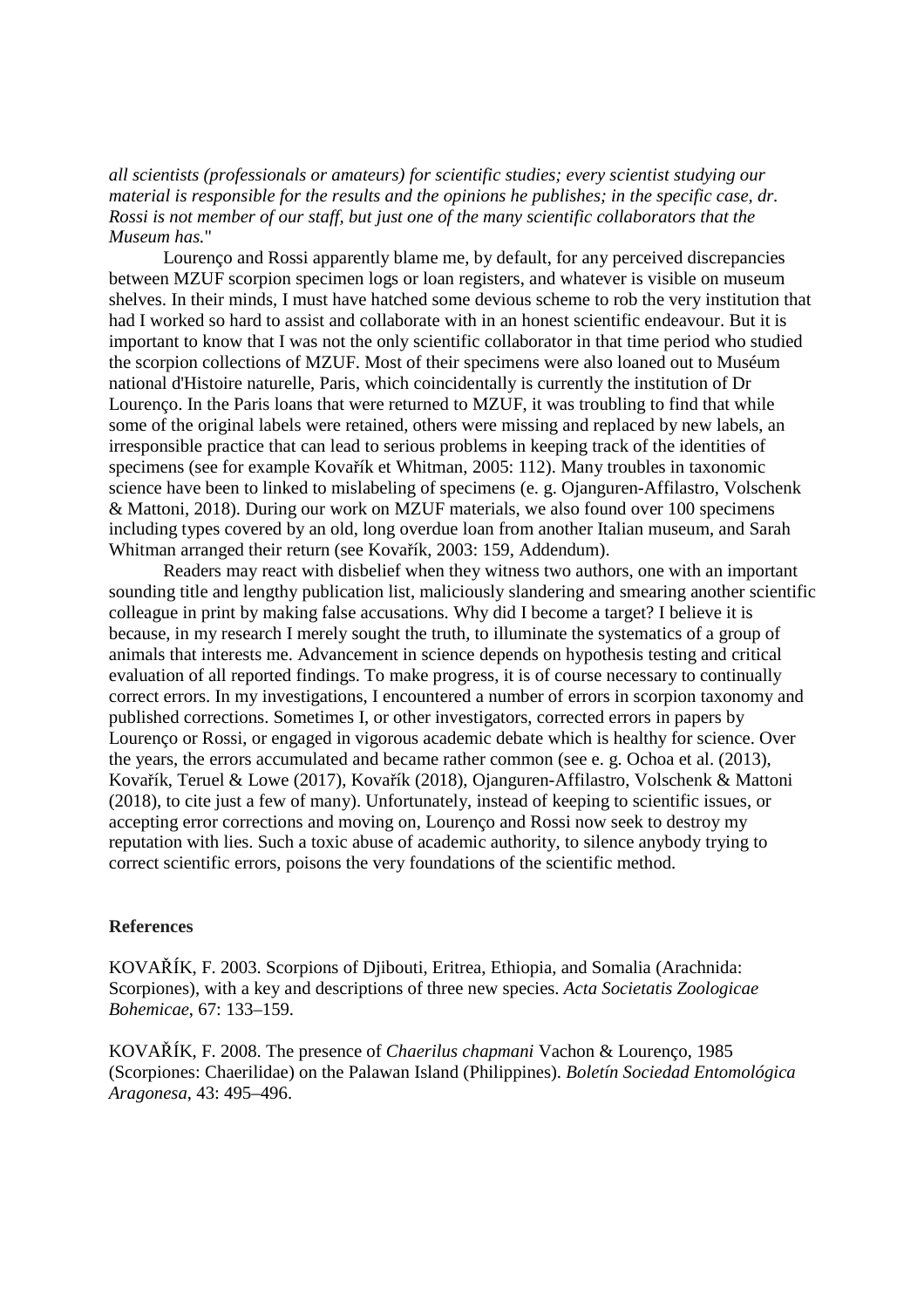*all scientists (professionals or amateurs) for scientific studies; every scientist studying our material is responsible for the results and the opinions he publishes; in the specific case, dr. Rossi is not member of our staff, but just one of the many scientific collaborators that the Museum has.*"

Lourenço and Rossi apparently blame me, by default, for any perceived discrepancies between MZUF scorpion specimen logs or loan registers, and whatever is visible on museum shelves. In their minds, I must have hatched some devious scheme to rob the very institution that had I worked so hard to assist and collaborate with in an honest scientific endeavour. But it is important to know that I was not the only scientific collaborator in that time period who studied the scorpion collections of MZUF. Most of their specimens were also loaned out to Muséum national d'Histoire naturelle, Paris, which coincidentally is currently the institution of Dr Lourenço. In the Paris loans that were returned to MZUF, it was troubling to find that while some of the original labels were retained, others were missing and replaced by new labels, an irresponsible practice that can lead to serious problems in keeping track of the identities of specimens (see for example Kovařík et Whitman, 2005: 112). Many troubles in taxonomic science have been to linked to mislabeling of specimens (e. g. Ojanguren-Affilastro, Volschenk & Mattoni, 2018). During our work on MZUF materials, we also found over 100 specimens including types covered by an old, long overdue loan from another Italian museum, and Sarah Whitman arranged their return (see Kovařík, 2003: 159, Addendum).

Readers may react with disbelief when they witness two authors, one with an important sounding title and lengthy publication list, maliciously slandering and smearing another scientific colleague in print by making false accusations. Why did I become a target? I believe it is because, in my research I merely sought the truth, to illuminate the systematics of a group of animals that interests me. Advancement in science depends on hypothesis testing and critical evaluation of all reported findings. To make progress, it is of course necessary to continually correct errors. In my investigations, I encountered a number of errors in scorpion taxonomy and published corrections. Sometimes I, or other investigators, corrected errors in papers by Lourenço or Rossi, or engaged in vigorous academic debate which is healthy for science. Over the years, the errors accumulated and became rather common (see e. g. Ochoa et al. (2013), Kovařík, Teruel & Lowe (2017), Kovařík (2018), Ojanguren-Affilastro, Volschenk & Mattoni (2018), to cite just a few of many). Unfortunately, instead of keeping to scientific issues, or accepting error corrections and moving on, Lourenço and Rossi now seek to destroy my reputation with lies. Such a toxic abuse of academic authority, to silence anybody trying to correct scientific errors, poisons the very foundations of the scientific method.

**References**

KOVAŘÍK, F. 2003. Scorpions of Djibouti, Eritrea, Ethiopia, and Somalia (Arachnida: Scorpiones), with a key and descriptions of three new species. *Acta Societatis Zoologicae Bohemicae*, 67: 133–159.

KOVAŘÍK, F. 2008. The presence of *Chaerilus chapmani* Vachon & Lourenço, 1985 (Scorpiones: Chaerilidae) on the Palawan Island (Philippines). *Boletín Sociedad Entomológica Aragonesa*, 43: 495–496.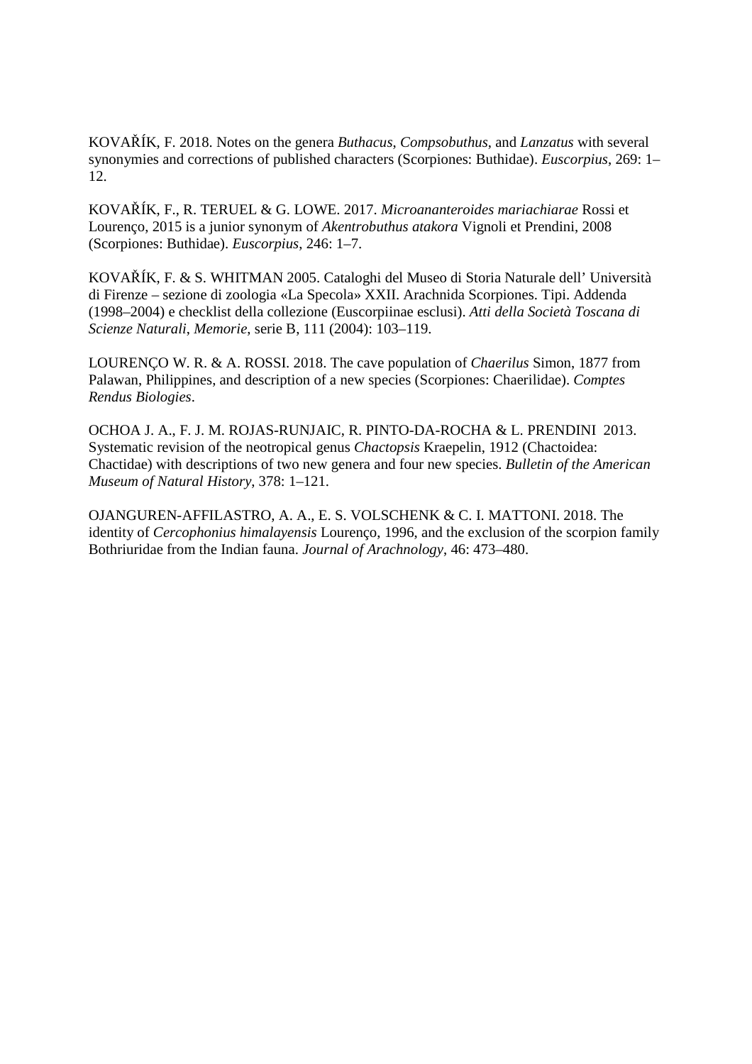KOVAŘÍK, F. 2018. Notes on the genera *Buthacus*, *Compsobuthus*, and *Lanzatus* with several synonymies and corrections of published characters (Scorpiones: Buthidae). *Euscorpius*, 269: 1–12.

KOVAŘÍK, F., R. TERUEL & G. LOWE. 2017. *Microananteroides mariachiarae* Rossi et Lourenço, 2015 is a junior synonym of *Akentrobuthus atakora* Vignoli et Prendini, 2008 (Scorpiones: Buthidae). *Euscorpius*, 246: 1–7.

KOVAŘÍK, F. & S. WHITMAN 2005. Cataloghi del Museo di Storia Naturale dell' Università di Firenze – sezione di zoologia «La Specola» XXII. Arachnida Scorpiones. Tipi. Addenda (1998–2004) e checklist della collezione (Euscorpiinae esclusi). *Atti della Società Toscana di Scienze Naturali, Memorie*, serie B, 111 (2004): 103–119.

LOURENÇO W. R. & A. ROSSI. 2018. The cave population of *Chaerilus* Simon, 1877 from Palawan, Philippines, and description of a new species (Scorpiones: Chaerilidae). *Comptes Rendus Biologies*.

OCHOA J. A., F. J. M. ROJAS-RUNJAIC, R. PINTO-DA-ROCHA & L. PRENDINI 2013. Systematic revision of the neotropical genus *Chactopsis* Kraepelin, 1912 (Chactoidea: Chactidae) with descriptions of two new genera and four new species. *Bulletin of the American Museum of Natural History*, 378: 1–121.

OJANGUREN-AFFILASTRO, A. A., E. S. VOLSCHENK & C. I. MATTONI. 2018. The identity of *Cercophonius himalayensis* Lourenço, 1996, and the exclusion of the scorpion family Bothriuridae from the Indian fauna. *Journal of Arachnology*, 46: 473–480.